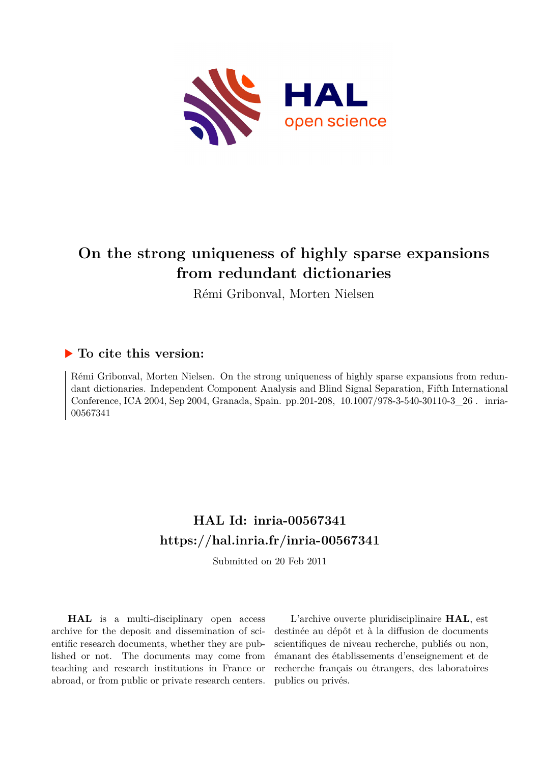# On the strong uniqueness of highly sparse expansions from redundant dictionaries

Rémi Gribonval, Morten Nielsen

## ▶ To cite this version:

Rémi Gribonval, Morten Nielsen. On the strong uniqueness of highly sparse expansions from redundant dictionaries. Independent Component Analysis and Blind Signal Separation, Fifth International Conference, ICA 2004, Sep 2004, Granada, Spain. pp.201-208, 10.1007/978-3-540-30110-3_26 . inria-00567341

## HAL Id: inria-00567341
## https://hal.inria.fr/inria-00567341

Submitted on 20 Feb 2011

**HAL** is a multi-disciplinary open access archive for the deposit and dissemination of scientific research documents, whether they are published or not. The documents may come from teaching and research institutions in France or abroad, or from public or private research centers.

L'archive ouverte pluridisciplinaire **HAL**, est destinée au dépôt et à la diffusion de documents scientifiques de niveau recherche, publiés ou non, émanant des établissements d'enseignement et de recherche français ou étrangers, des laboratoires publics ou privés.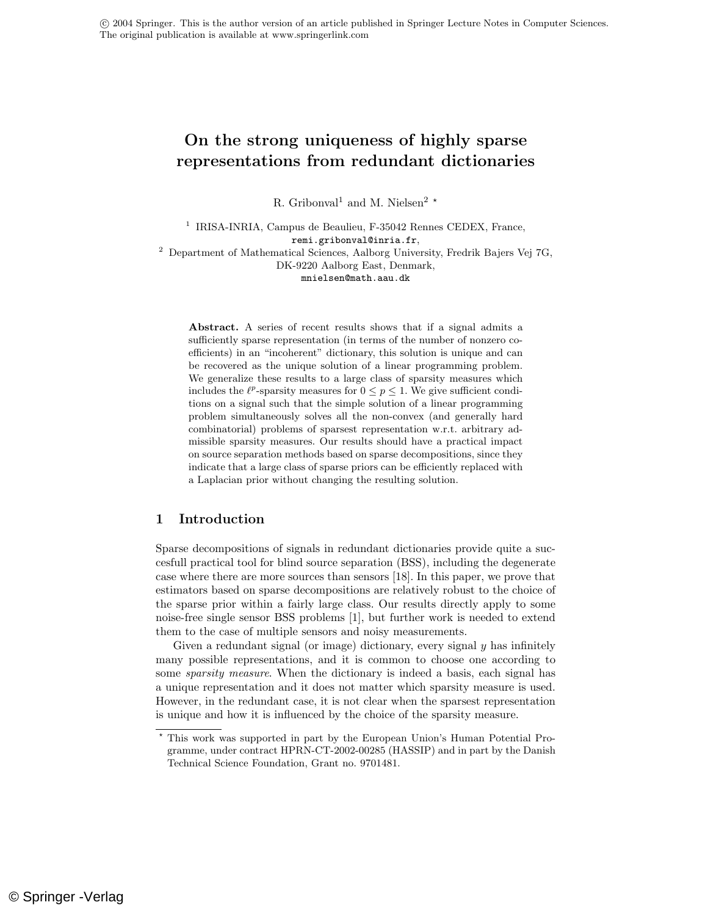© 2004 Springer. This is the author version of an article published in Springer Lecture Notes in Computer Sciences. The original publication is available at www.springerlink.com

# On the strong uniqueness of highly sparse representations from redundant dictionaries

R. Gribonval[1] and M. Nielsen[2] *

[1] IRISA-INRIA, Campus de Beaulieu, F-35042 Rennes CEDEX, France, remi.gribonval@inria.fr,
[2] Department of Mathematical Sciences, Aalborg University, Fredrik Bajers Vej 7G, DK-9220 Aalborg East, Denmark, mnielsen@math.aau.dk

**Abstract.** A series of recent results shows that if a signal admits a sufficiently sparse representation (in terms of the number of nonzero coefficients) in an "incoherent" dictionary, this solution is unique and can be recovered as the unique solution of a linear programming problem. We generalize these results to a large class of sparsity measures which includes the $\ell^p$-sparsity measures for $0 \leq p \leq 1$. We give sufficient conditions on a signal such that the simple solution of a linear programming problem simultaneously solves all the non-convex (and generally hard combinatorial) problems of sparsest representation w.r.t. arbitrary admissible sparsity measures. Our results should have a practical impact on source separation methods based on sparse decompositions, since they indicate that a large class of sparse priors can be efficiently replaced with a Laplacian prior without changing the resulting solution.

## 1 Introduction

Sparse decompositions of signals in redundant dictionaries provide quite a succesfull practical tool for blind source separation (BSS), including the degenerate case where there are more sources than sensors [18]. In this paper, we prove that estimators based on sparse decompositions are relatively robust to the choice of the sparse prior within a fairly large class. Our results directly apply to some noise-free single sensor BSS problems [1], but further work is needed to extend them to the case of multiple sensors and noisy measurements.

Given a redundant signal (or image) dictionary, every signal $y$ has infinitely many possible representations, and it is common to choose one according to some *sparsity measure*. When the dictionary is indeed a basis, each signal has a unique representation and it does not matter which sparsity measure is used. However, in the redundant case, it is not clear when the sparsest representation is unique and how it is influenced by the choice of the sparsity measure.

* This work was supported in part by the European Union's Human Potential Programme, under contract HPRN-CT-2002-00285 (HASSIP) and in part by the Danish Technical Science Foundation, Grant no. 9701481.

© Springer -Verlag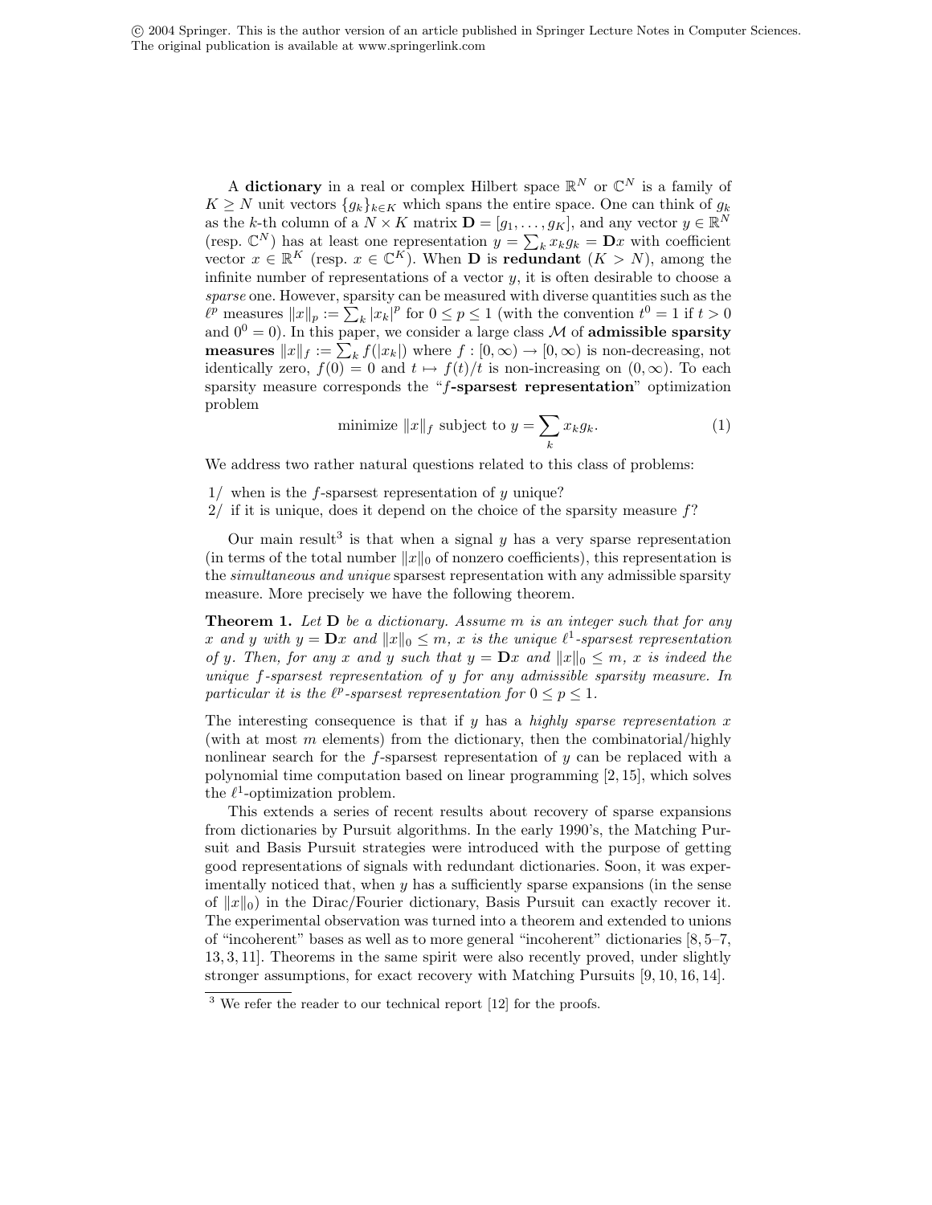© 2004 Springer. This is the author version of an article published in Springer Lecture Notes in Computer Sciences. The original publication is available at www.springerlink.com

A **dictionary** in a real or complex Hilbert space $\mathbb{R}^N$ or $\mathbb{C}^N$ is a family of $K \geq N$ unit vectors $\{g_k\}_{k \in K}$ which spans the entire space. One can think of $g_k$ as the $k$-th column of a $N \times K$ matrix $\mathbf{D} = [g_1, \ldots, g_K]$, and any vector $y \in \mathbb{R}^N$ (resp. $\mathbb{C}^N$) has at least one representation $y = \sum_k x_k g_k = \mathbf{D}x$ with coefficient vector $x \in \mathbb{R}^K$ (resp. $x \in \mathbb{C}^K$). When $\mathbf{D}$ is **redundant** ($K > N$), among the infinite number of representations of a vector $y$, it is often desirable to choose a *sparse* one. However, sparsity can be measured with diverse quantities such as the $\ell^p$ measures $\|x\|_p := \sum_k |x_k|^p$ for $0 \leq p \leq 1$ (with the convention $t^0 = 1$ if $t > 0$ and $0^0 = 0$). In this paper, we consider a large class $\mathcal{M}$ of **admissible sparsity measures** $\|x\|_f := \sum_k f(|x_k|)$ where $f : [0, \infty) \to [0, \infty)$ is non-decreasing, not identically zero, $f(0) = 0$ and $t \mapsto f(t)/t$ is non-increasing on $(0, \infty)$. To each sparsity measure corresponds the "**$f$-sparsest representation**" optimization problem

$$\text{minimize } \|x\|_f \text{ subject to } y = \sum_k x_k g_k. \tag{1}$$

We address two rather natural questions related to this class of problems:

1/ when is the $f$-sparsest representation of $y$ unique?
2/ if it is unique, does it depend on the choice of the sparsity measure $f$?

Our main result[3] is that when a signal $y$ has a very sparse representation (in terms of the total number $\|x\|_0$ of nonzero coefficients), this representation is the *simultaneous and unique* sparsest representation with any admissible sparsity measure. More precisely we have the following theorem.

**Theorem 1.** *Let $\mathbf{D}$ be a dictionary. Assume $m$ is an integer such that for any $x$ and $y$ with $y = \mathbf{D}x$ and $\|x\|_0 \leq m$, $x$ is the unique $\ell^1$-sparsest representation of $y$. Then, for any $x$ and $y$ such that $y = \mathbf{D}x$ and $\|x\|_0 \leq m$, $x$ is indeed the unique $f$-sparsest representation of $y$ for any admissible sparsity measure. In particular it is the $\ell^p$-sparsest representation for $0 \leq p \leq 1$.*

The interesting consequence is that if $y$ has a *highly sparse representation* $x$ (with at most $m$ elements) from the dictionary, then the combinatorial/highly nonlinear search for the $f$-sparsest representation of $y$ can be replaced with a polynomial time computation based on linear programming [2, 15], which solves the $\ell^1$-optimization problem.

This extends a series of recent results about recovery of sparse expansions from dictionaries by Pursuit algorithms. In the early 1990's, the Matching Pursuit and Basis Pursuit strategies were introduced with the purpose of getting good representations of signals with redundant dictionaries. Soon, it was experimentally noticed that, when $y$ has a sufficiently sparse expansions (in the sense of $\|x\|_0$) in the Dirac/Fourier dictionary, Basis Pursuit can exactly recover it. The experimental observation was turned into a theorem and extended to unions of "incoherent" bases as well as to more general "incoherent" dictionaries [8, 5–7, 13, 3, 11]. Theorems in the same spirit were also recently proved, under slightly stronger assumptions, for exact recovery with Matching Pursuits [9, 10, 16, 14].

[3] We refer the reader to our technical report [12] for the proofs.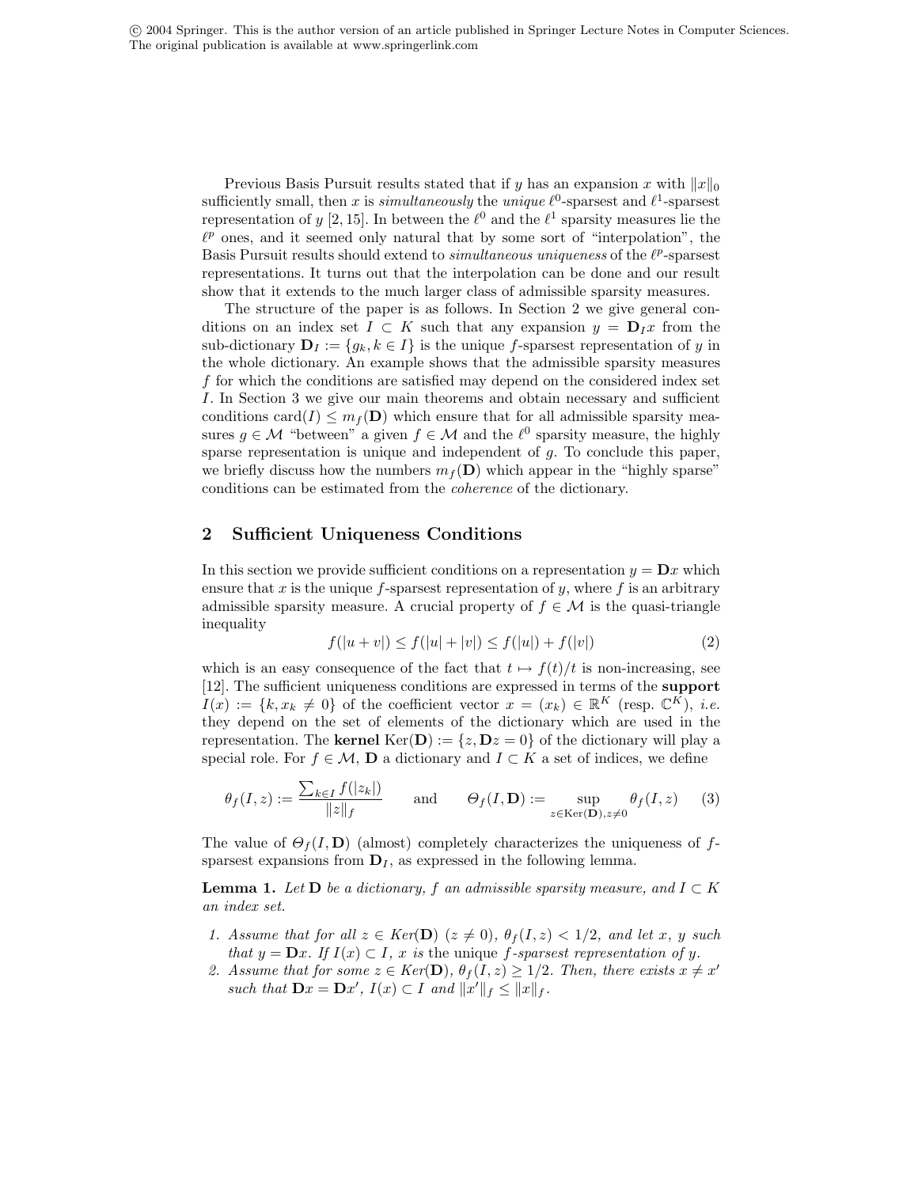Previous Basis Pursuit results stated that if $y$ has an expansion $x$ with $\|x\|_0$ sufficiently small, then $x$ is *simultaneously* the *unique* $\ell^0$-sparsest and $\ell^1$-sparsest representation of $y$ [2, 15]. In between the $\ell^0$ and the $\ell^1$ sparsity measures lie the $\ell^p$ ones, and it seemed only natural that by some sort of "interpolation", the Basis Pursuit results should extend to *simultaneous uniqueness* of the $\ell^p$-sparsest representations. It turns out that the interpolation can be done and our result show that it extends to the much larger class of admissible sparsity measures.

The structure of the paper is as follows. In Section 2 we give general conditions on an index set $I \subset K$ such that any expansion $y = \mathbf{D}_I x$ from the sub-dictionary $\mathbf{D}_I := \{g_k, k \in I\}$ is the unique $f$-sparsest representation of $y$ in the whole dictionary. An example shows that the admissible sparsity measures $f$ for which the conditions are satisfied may depend on the considered index set $I$. In Section 3 we give our main theorems and obtain necessary and sufficient conditions $\text{card}(I) \leq m_f(\mathbf{D})$ which ensure that for all admissible sparsity measures $g \in \mathcal{M}$ "between" a given $f \in \mathcal{M}$ and the $\ell^0$ sparsity measure, the highly sparse representation is unique and independent of $g$. To conclude this paper, we briefly discuss how the numbers $m_f(\mathbf{D})$ which appear in the "highly sparse" conditions can be estimated from the *coherence* of the dictionary.

## 2 Sufficient Uniqueness Conditions

In this section we provide sufficient conditions on a representation $y = \mathbf{D}x$ which ensure that $x$ is the unique $f$-sparsest representation of $y$, where $f$ is an arbitrary admissible sparsity measure. A crucial property of $f \in \mathcal{M}$ is the quasi-triangle inequality

$$f(|u+v|) \leq f(|u|+|v|) \leq f(|u|) + f(|v|) \tag{2}$$

which is an easy consequence of the fact that $t \mapsto f(t)/t$ is non-increasing, see [12]. The sufficient uniqueness conditions are expressed in terms of the **support** $I(x) := \{k, x_k \neq 0\}$ of the coefficient vector $x = (x_k) \in \mathbb{R}^K$ (resp. $\mathbb{C}^K$), *i.e.* they depend on the set of elements of the dictionary which are used in the representation. The **kernel** $\text{Ker}(\mathbf{D}) := \{z, \mathbf{D}z = 0\}$ of the dictionary will play a special role. For $f \in \mathcal{M}$, $\mathbf{D}$ a dictionary and $I \subset K$ a set of indices, we define

$$\theta_f(I, z) := \frac{\sum_{k \in I} f(|z_k|)}{\|z\|_f} \qquad \text{and} \qquad \Theta_f(I, \mathbf{D}) := \sup_{z \in \text{Ker}(\mathbf{D}), z \neq 0} \theta_f(I, z) \tag{3}$$

The value of $\Theta_f(I, \mathbf{D})$ (almost) completely characterizes the uniqueness of $f$-sparsest expansions from $\mathbf{D}_I$, as expressed in the following lemma.

**Lemma 1.** *Let $\mathbf{D}$ be a dictionary, $f$ an admissible sparsity measure, and $I \subset K$ an index set.*

1. *Assume that for all $z \in Ker(\mathbf{D})$ ($z \neq 0$), $\theta_f(I, z) < 1/2$, and let $x$, $y$ such that $y = \mathbf{D}x$. If $I(x) \subset I$, $x$ is the unique $f$-sparsest representation of $y$.*
2. *Assume that for some $z \in Ker(\mathbf{D})$, $\theta_f(I, z) \geq 1/2$. Then, there exists $x \neq x'$ such that $\mathbf{D}x = \mathbf{D}x'$, $I(x) \subset I$ and $\|x'\|_f \leq \|x\|_f$.*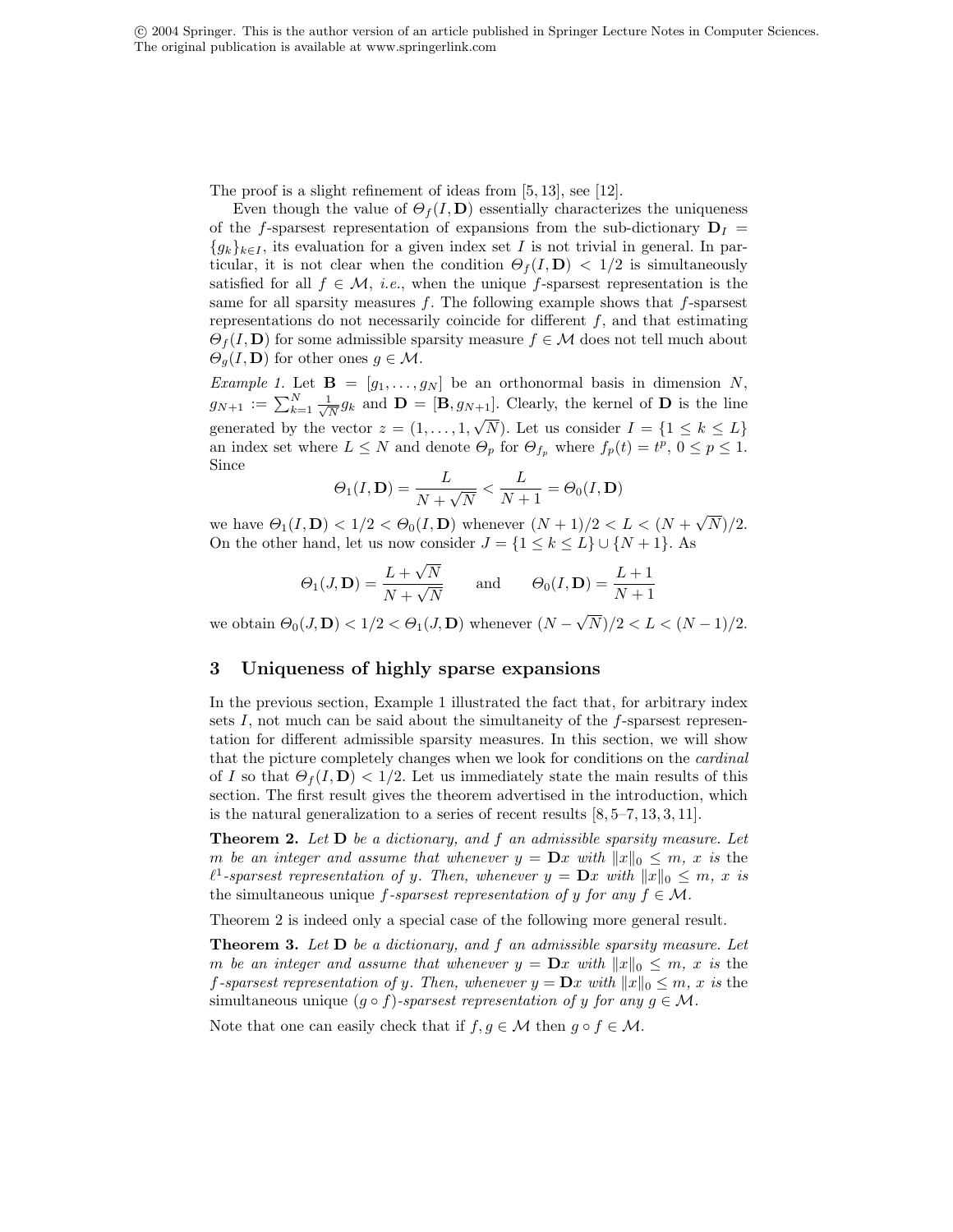The proof is a slight refinement of ideas from [5, 13], see [12].

Even though the value of $\Theta_f(I, \mathbf{D})$ essentially characterizes the uniqueness of the $f$-sparsest representation of expansions from the sub-dictionary $\mathbf{D}_I = \{g_k\}_{k \in I}$, its evaluation for a given index set $I$ is not trivial in general. In particular, it is not clear when the condition $\Theta_f(I, \mathbf{D}) < 1/2$ is simultaneously satisfied for all $f \in \mathcal{M}$, *i.e.*, when the unique $f$-sparsest representation is the same for all sparsity measures $f$. The following example shows that $f$-sparsest representations do not necessarily coincide for different $f$, and that estimating $\Theta_f(I, \mathbf{D})$ for some admissible sparsity measure $f \in \mathcal{M}$ does not tell much about $\Theta_g(I, \mathbf{D})$ for other ones $g \in \mathcal{M}$.

*Example 1.* Let $\mathbf{B} = [g_1, \ldots, g_N]$ be an orthonormal basis in dimension $N$, $g_{N+1} := \sum_{k=1}^{N} \frac{1}{\sqrt{N}} g_k$ and $\mathbf{D} = [\mathbf{B}, g_{N+1}]$. Clearly, the kernel of $\mathbf{D}$ is the line generated by the vector $z = (1, \ldots, 1, \sqrt{N})$. Let us consider $I = \{1 \leq k \leq L\}$ an index set where $L \leq N$ and denote $\Theta_p$ for $\Theta_{f_p}$ where $f_p(t) = t^p$, $0 \leq p \leq 1$. Since

$$\Theta_1(I, \mathbf{D}) = \frac{L}{N + \sqrt{N}} < \frac{L}{N+1} = \Theta_0(I, \mathbf{D})$$

we have $\Theta_1(I, \mathbf{D}) < 1/2 < \Theta_0(I, \mathbf{D})$ whenever $(N+1)/2 < L < (N + \sqrt{N})/2$. On the other hand, let us now consider $J = \{1 \leq k \leq L\} \cup \{N+1\}$. As

$$\Theta_1(J, \mathbf{D}) = \frac{L + \sqrt{N}}{N + \sqrt{N}} \qquad \text{and} \qquad \Theta_0(I, \mathbf{D}) = \frac{L+1}{N+1}$$

we obtain $\Theta_0(J, \mathbf{D}) < 1/2 < \Theta_1(J, \mathbf{D})$ whenever $(N - \sqrt{N})/2 < L < (N-1)/2$.

## 3 Uniqueness of highly sparse expansions

In the previous section, Example 1 illustrated the fact that, for arbitrary index sets $I$, not much can be said about the simultaneity of the $f$-sparsest representation for different admissible sparsity measures. In this section, we will show that the picture completely changes when we look for conditions on the *cardinal* of $I$ so that $\Theta_f(I, \mathbf{D}) < 1/2$. Let us immediately state the main results of this section. The first result gives the theorem advertised in the introduction, which is the natural generalization to a series of recent results [8, 5–7, 13, 3, 11].

**Theorem 2.** *Let* $\mathbf{D}$ *be a dictionary, and* $f$ *an admissible sparsity measure. Let* $m$ *be an integer and assume that whenever* $y = \mathbf{D}x$ *with* $\|x\|_0 \leq m$, $x$ *is* the $\ell^1$*-sparsest representation of* $y$*. Then, whenever* $y = \mathbf{D}x$ *with* $\|x\|_0 \leq m$, $x$ *is* the *simultaneous unique* $f$*-sparsest representation of* $y$ *for any* $f \in \mathcal{M}$.

Theorem 2 is indeed only a special case of the following more general result.

**Theorem 3.** *Let* $\mathbf{D}$ *be a dictionary, and* $f$ *an admissible sparsity measure. Let* $m$ *be an integer and assume that whenever* $y = \mathbf{D}x$ *with* $\|x\|_0 \leq m$, $x$ *is* the $f$*-sparsest representation of* $y$*. Then, whenever* $y = \mathbf{D}x$ *with* $\|x\|_0 \leq m$, $x$ *is* the *simultaneous unique* $(g \circ f)$*-sparsest representation of* $y$ *for any* $g \in \mathcal{M}$.

Note that one can easily check that if $f, g \in \mathcal{M}$ then $g \circ f \in \mathcal{M}$.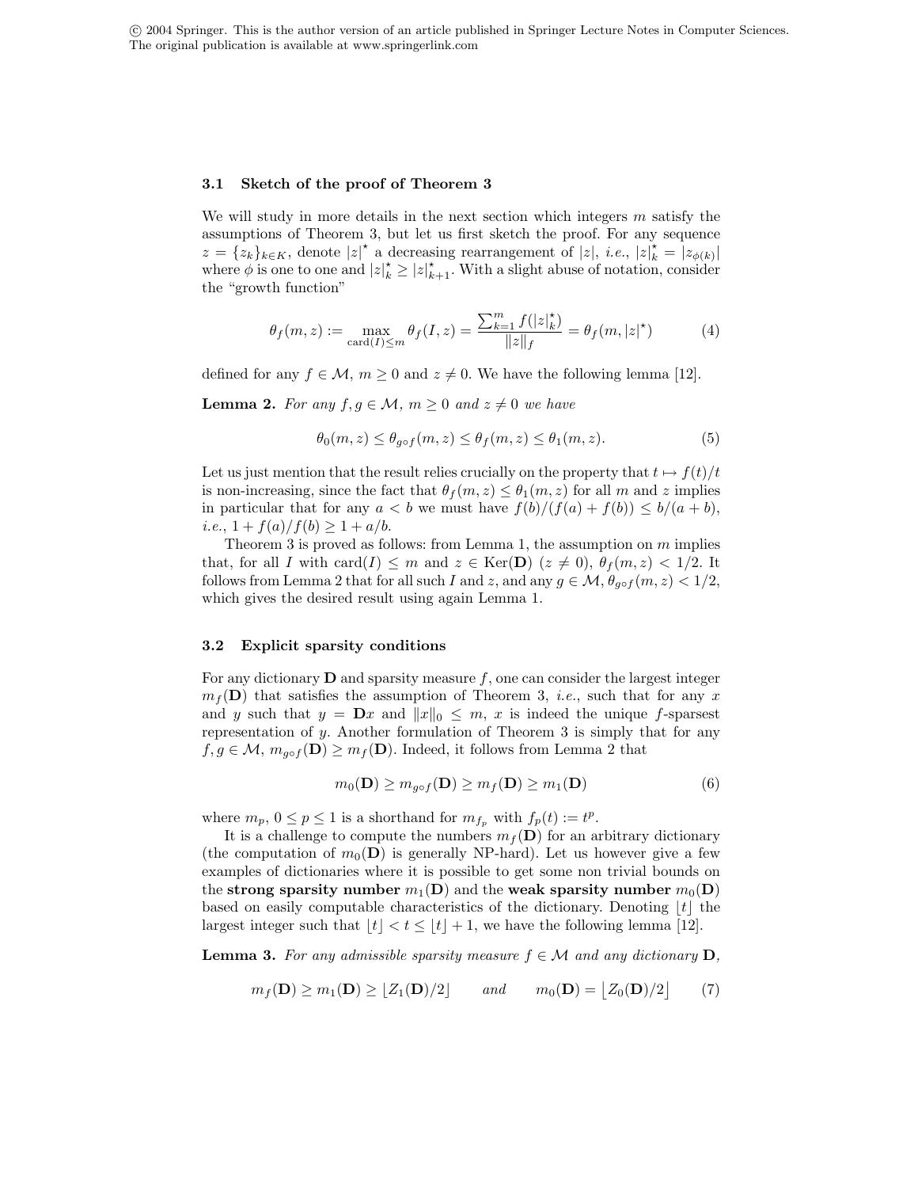© 2004 Springer. This is the author version of an article published in Springer Lecture Notes in Computer Sciences. The original publication is available at www.springerlink.com

### 3.1 Sketch of the proof of Theorem 3

We will study in more details in the next section which integers $m$ satisfy the assumptions of Theorem 3, but let us first sketch the proof. For any sequence $z = \{z_k\}_{k \in K}$, denote $|z|^\star$ a decreasing rearrangement of $|z|$, *i.e.*, $|z|^\star_k = |z_{\phi(k)}|$ where $\phi$ is one to one and $|z|^\star_k \geq |z|^\star_{k+1}$. With a slight abuse of notation, consider the "growth function"

$$\theta_f(m, z) := \max_{\mathrm{card}(I) \leq m} \theta_f(I, z) = \frac{\sum_{k=1}^{m} f(|z|^\star_k)}{\|z\|_f} = \theta_f(m, |z|^\star) \tag{4}$$

defined for any $f \in \mathcal{M}$, $m \geq 0$ and $z \neq 0$. We have the following lemma [12].

**Lemma 2.** *For any $f, g \in \mathcal{M}$, $m \geq 0$ and $z \neq 0$ we have*

$$\theta_0(m, z) \leq \theta_{g \circ f}(m, z) \leq \theta_f(m, z) \leq \theta_1(m, z). \tag{5}$$

Let us just mention that the result relies crucially on the property that $t \mapsto f(t)/t$ is non-increasing, since the fact that $\theta_f(m, z) \leq \theta_1(m, z)$ for all $m$ and $z$ implies in particular that for any $a < b$ we must have $f(b)/(f(a) + f(b)) \leq b/(a + b)$, *i.e.*, $1 + f(a)/f(b) \geq 1 + a/b$.

Theorem 3 is proved as follows: from Lemma 1, the assumption on $m$ implies that, for all $I$ with $\mathrm{card}(I) \leq m$ and $z \in \mathrm{Ker}(\mathbf{D})$ $(z \neq 0)$, $\theta_f(m, z) < 1/2$. It follows from Lemma 2 that for all such $I$ and $z$, and any $g \in \mathcal{M}$, $\theta_{g \circ f}(m, z) < 1/2$, which gives the desired result using again Lemma 1.

### 3.2 Explicit sparsity conditions

For any dictionary $\mathbf{D}$ and sparsity measure $f$, one can consider the largest integer $m_f(\mathbf{D})$ that satisfies the assumption of Theorem 3, *i.e.*, such that for any $x$ and $y$ such that $y = \mathbf{D}x$ and $\|x\|_0 \leq m$, $x$ is indeed the unique $f$-sparsest representation of $y$. Another formulation of Theorem 3 is simply that for any $f, g \in \mathcal{M}$, $m_{g \circ f}(\mathbf{D}) \geq m_f(\mathbf{D})$. Indeed, it follows from Lemma 2 that

$$m_0(\mathbf{D}) \geq m_{g \circ f}(\mathbf{D}) \geq m_f(\mathbf{D}) \geq m_1(\mathbf{D}) \tag{6}$$

where $m_p$, $0 \leq p \leq 1$ is a shorthand for $m_{f_p}$ with $f_p(t) := t^p$.

It is a challenge to compute the numbers $m_f(\mathbf{D})$ for an arbitrary dictionary (the computation of $m_0(\mathbf{D})$ is generally NP-hard). Let us however give a few examples of dictionaries where it is possible to get some non trivial bounds on the **strong sparsity number** $m_1(\mathbf{D})$ and the **weak sparsity number** $m_0(\mathbf{D})$ based on easily computable characteristics of the dictionary. Denoting $\lfloor t \rfloor$ the largest integer such that $\lfloor t \rfloor < t \leq \lfloor t \rfloor + 1$, we have the following lemma [12].

**Lemma 3.** *For any admissible sparsity measure $f \in \mathcal{M}$ and any dictionary $\mathbf{D}$,*

$$m_f(\mathbf{D}) \geq m_1(\mathbf{D}) \geq \lfloor Z_1(\mathbf{D})/2 \rfloor \quad \text{and} \quad m_0(\mathbf{D}) = \lfloor Z_0(\mathbf{D})/2 \rfloor \tag{7}$$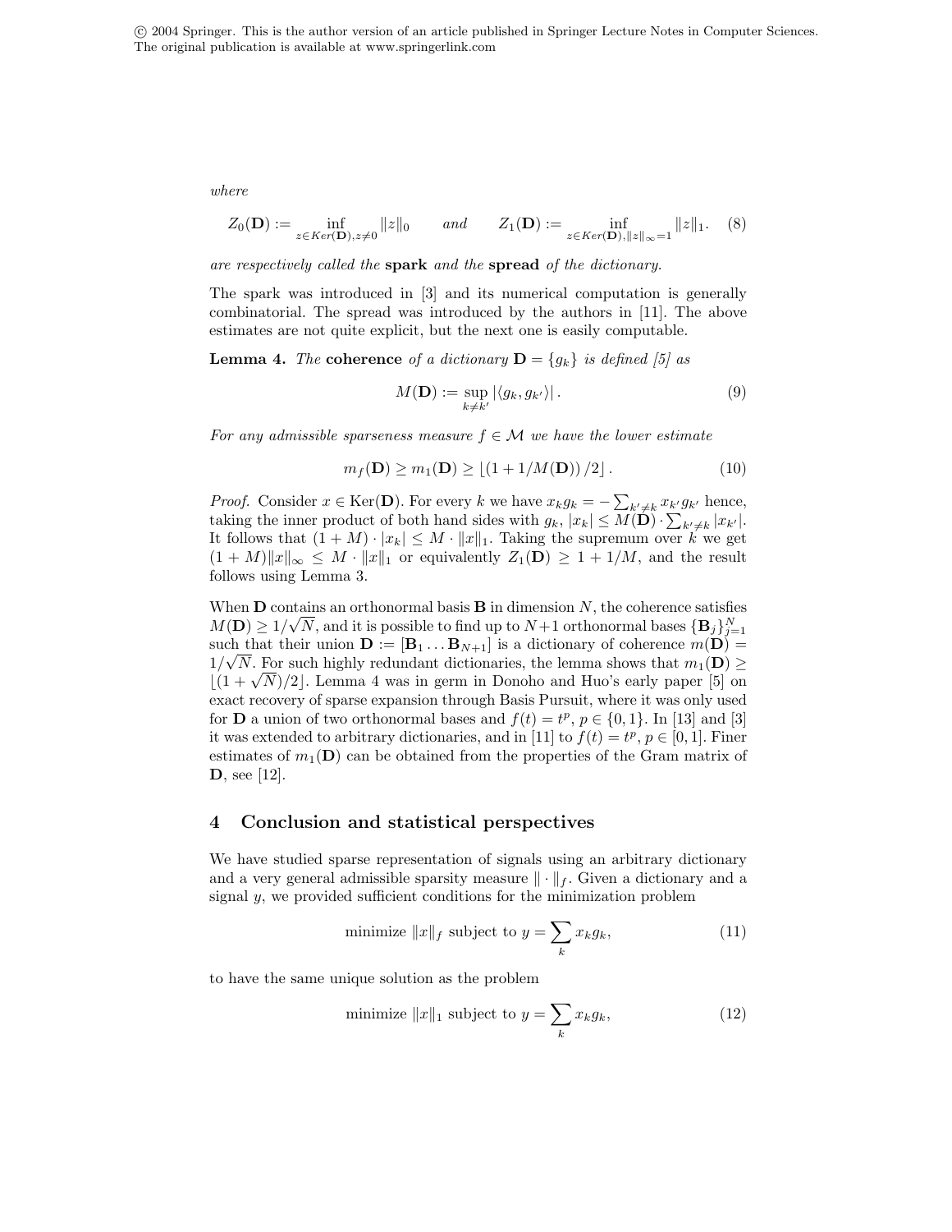*where*

$$Z_0(\mathbf{D}) := \inf_{z \in Ker(\mathbf{D}), z \neq 0} \|z\|_0 \qquad \textit{and} \qquad Z_1(\mathbf{D}) := \inf_{z \in Ker(\mathbf{D}), \|z\|_\infty = 1} \|z\|_1. \quad (8)$$

*are respectively called the* **spark** *and the* **spread** *of the dictionary.*

The spark was introduced in [3] and its numerical computation is generally combinatorial. The spread was introduced by the authors in [11]. The above estimates are not quite explicit, but the next one is easily computable.

**Lemma 4.** *The* **coherence** *of a dictionary* $\mathbf{D} = \{g_k\}$ *is defined [5] as*

$$M(\mathbf{D}) := \sup_{k \neq k'} |\langle g_k, g_{k'} \rangle| \,. \quad (9)$$

*For any admissible sparseness measure* $f \in \mathcal{M}$ *we have the lower estimate*

$$m_f(\mathbf{D}) \geq m_1(\mathbf{D}) \geq \lfloor (1 + 1/M(\mathbf{D}))/2 \rfloor \,. \quad (10)$$

*Proof.* Consider $x \in \operatorname{Ker}(\mathbf{D})$. For every $k$ we have $x_k g_k = -\sum_{k' \neq k} x_{k'} g_{k'}$ hence, taking the inner product of both hand sides with $g_k$, $|x_k| \leq M(\mathbf{D}) \cdot \sum_{k' \neq k} |x_{k'}|$. It follows that $(1 + M) \cdot |x_k| \leq M \cdot \|x\|_1$. Taking the supremum over $k$ we get $(1 + M)\|x\|_\infty \leq M \cdot \|x\|_1$ or equivalently $Z_1(\mathbf{D}) \geq 1 + 1/M$, and the result follows using Lemma 3.

When $\mathbf{D}$ contains an orthonormal basis $\mathbf{B}$ in dimension $N$, the coherence satisfies $M(\mathbf{D}) \geq 1/\sqrt{N}$, and it is possible to find up to $N+1$ orthonormal bases $\{\mathbf{B}_j\}_{j=1}^N$ such that their union $\mathbf{D} := [\mathbf{B}_1 \ldots \mathbf{B}_{N+1}]$ is a dictionary of coherence $m(\mathbf{D}) = 1/\sqrt{N}$. For such highly redundant dictionaries, the lemma shows that $m_1(\mathbf{D}) \geq \lfloor (1 + \sqrt{N})/2 \rfloor$. Lemma 4 was in germ in Donoho and Huo's early paper [5] on exact recovery of sparse expansion through Basis Pursuit, where it was only used for $\mathbf{D}$ a union of two orthonormal bases and $f(t) = t^p$, $p \in \{0, 1\}$. In [13] and [3] it was extended to arbitrary dictionaries, and in [11] to $f(t) = t^p$, $p \in [0, 1]$. Finer estimates of $m_1(\mathbf{D})$ can be obtained from the properties of the Gram matrix of $\mathbf{D}$, see [12].

## 4 Conclusion and statistical perspectives

We have studied sparse representation of signals using an arbitrary dictionary and a very general admissible sparsity measure $\|\cdot\|_f$. Given a dictionary and a signal $y$, we provided sufficient conditions for the minimization problem

$$\text{minimize } \|x\|_f \text{ subject to } y = \sum_k x_k g_k, \quad (11)$$

to have the same unique solution as the problem

$$\text{minimize } \|x\|_1 \text{ subject to } y = \sum_k x_k g_k, \quad (12)$$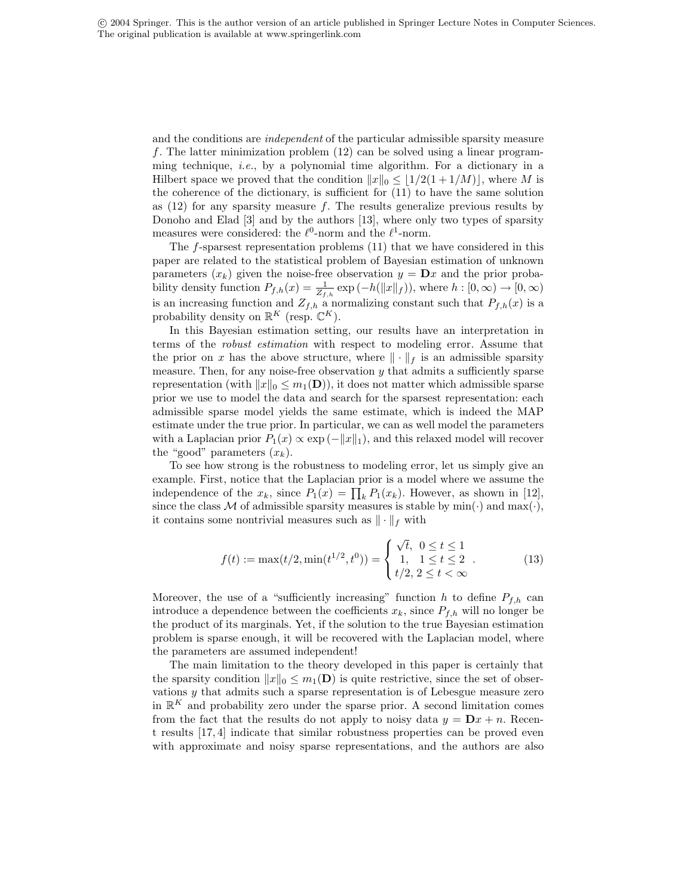© 2004 Springer. This is the author version of an article published in Springer Lecture Notes in Computer Sciences. The original publication is available at www.springerlink.com

and the conditions are *independent* of the particular admissible sparsity measure $f$. The latter minimization problem (12) can be solved using a linear programming technique, *i.e.*, by a polynomial time algorithm. For a dictionary in a Hilbert space we proved that the condition $\|x\|_0 \le \lfloor 1/2(1+1/M) \rfloor$, where $M$ is the coherence of the dictionary, is sufficient for (11) to have the same solution as (12) for any sparsity measure $f$. The results generalize previous results by Donoho and Elad [3] and by the authors [13], where only two types of sparsity measures were considered: the $\ell^0$-norm and the $\ell^1$-norm.

The $f$-sparsest representation problems (11) that we have considered in this paper are related to the statistical problem of Bayesian estimation of unknown parameters $(x_k)$ given the noise-free observation $y = \mathbf{D}x$ and the prior probability density function $P_{f,h}(x) = \frac{1}{Z_{f,h}} \exp\left(-h(\|x\|_f)\right)$, where $h : [0, \infty) \to [0, \infty)$ is an increasing function and $Z_{f,h}$ a normalizing constant such that $P_{f,h}(x)$ is a probability density on $\mathbb{R}^K$ (resp. $\mathbb{C}^K$).

In this Bayesian estimation setting, our results have an interpretation in terms of the *robust estimation* with respect to modeling error. Assume that the prior on $x$ has the above structure, where $\|\cdot\|_f$ is an admissible sparsity measure. Then, for any noise-free observation $y$ that admits a sufficiently sparse representation (with $\|x\|_0 \le m_1(\mathbf{D})$), it does not matter which admissible sparse prior we use to model the data and search for the sparsest representation: each admissible sparse model yields the same estimate, which is indeed the MAP estimate under the true prior. In particular, we can as well model the parameters with a Laplacian prior $P_1(x) \propto \exp\left(-\|x\|_1\right)$, and this relaxed model will recover the "good" parameters $(x_k)$.

To see how strong is the robustness to modeling error, let us simply give an example. First, notice that the Laplacian prior is a model where we assume the independence of the $x_k$, since $P_1(x) = \prod_k P_1(x_k)$. However, as shown in [12], since the class $\mathcal{M}$ of admissible sparsity measures is stable by $\min(\cdot)$ and $\max(\cdot)$, it contains some nontrivial measures such as $\|\cdot\|_f$ with

$$f(t) := \max(t/2, \min(t^{1/2}, t^0)) = \begin{cases} \sqrt{t}, & 0 \le t \le 1 \\ 1, & 1 \le t \le 2 \\ t/2, & 2 \le t < \infty \end{cases} . \tag{13}$$

Moreover, the use of a "sufficiently increasing" function $h$ to define $P_{f,h}$ can introduce a dependence between the coefficients $x_k$, since $P_{f,h}$ will no longer be the product of its marginals. Yet, if the solution to the true Bayesian estimation problem is sparse enough, it will be recovered with the Laplacian model, where the parameters are assumed independent!

The main limitation to the theory developed in this paper is certainly that the sparsity condition $\|x\|_0 \le m_1(\mathbf{D})$ is quite restrictive, since the set of observations $y$ that admits such a sparse representation is of Lebesgue measure zero in $\mathbb{R}^K$ and probability zero under the sparse prior. A second limitation comes from the fact that the results do not apply to noisy data $y = \mathbf{D}x + n$. Recent results [17, 4] indicate that similar robustness properties can be proved even with approximate and noisy sparse representations, and the authors are also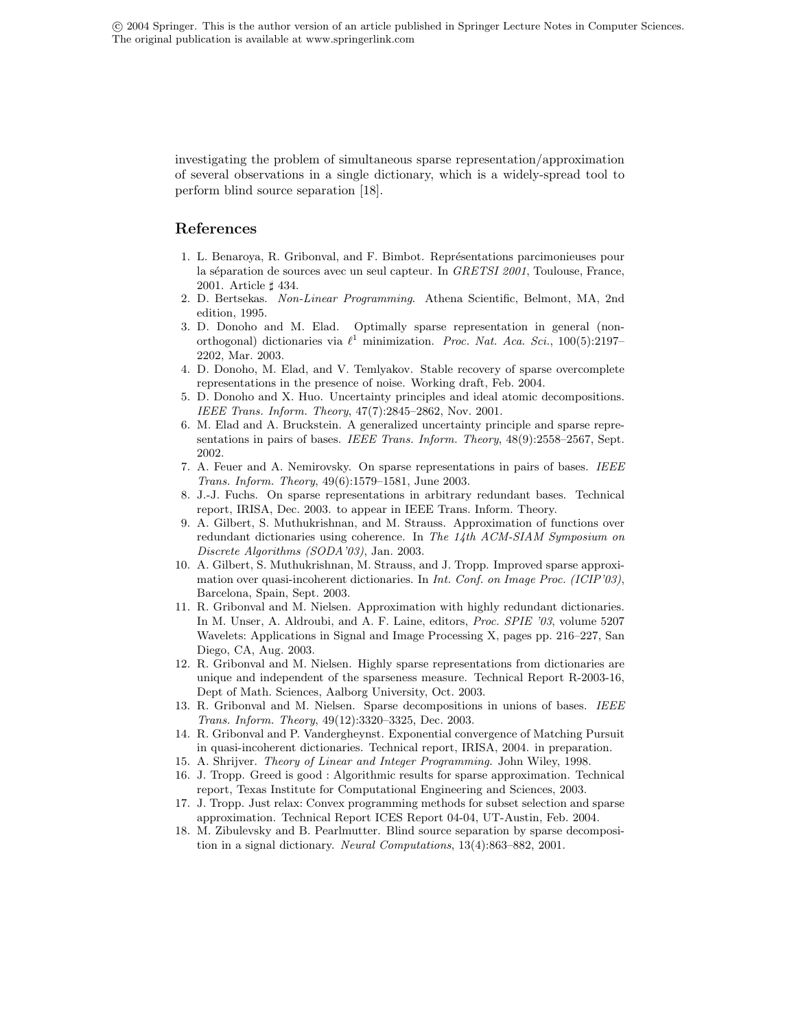investigating the problem of simultaneous sparse representation/approximation of several observations in a single dictionary, which is a widely-spread tool to perform blind source separation [18].

## References

1. L. Benaroya, R. Gribonval, and F. Bimbot. Représentations parcimonieuses pour la séparation de sources avec un seul capteur. In *GRETSI 2001*, Toulouse, France, 2001. Article ♯ 434.
2. D. Bertsekas. *Non-Linear Programming*. Athena Scientific, Belmont, MA, 2nd edition, 1995.
3. D. Donoho and M. Elad. Optimally sparse representation in general (non-orthogonal) dictionaries via $\ell^1$ minimization. *Proc. Nat. Aca. Sci.*, 100(5):2197–2202, Mar. 2003.
4. D. Donoho, M. Elad, and V. Temlyakov. Stable recovery of sparse overcomplete representations in the presence of noise. Working draft, Feb. 2004.
5. D. Donoho and X. Huo. Uncertainty principles and ideal atomic decompositions. *IEEE Trans. Inform. Theory*, 47(7):2845–2862, Nov. 2001.
6. M. Elad and A. Bruckstein. A generalized uncertainty principle and sparse representations in pairs of bases. *IEEE Trans. Inform. Theory*, 48(9):2558–2567, Sept. 2002.
7. A. Feuer and A. Nemirovsky. On sparse representations in pairs of bases. *IEEE Trans. Inform. Theory*, 49(6):1579–1581, June 2003.
8. J.-J. Fuchs. On sparse representations in arbitrary redundant bases. Technical report, IRISA, Dec. 2003. to appear in IEEE Trans. Inform. Theory.
9. A. Gilbert, S. Muthukrishnan, and M. Strauss. Approximation of functions over redundant dictionaries using coherence. In *The 14th ACM-SIAM Symposium on Discrete Algorithms (SODA'03)*, Jan. 2003.
10. A. Gilbert, S. Muthukrishnan, M. Strauss, and J. Tropp. Improved sparse approximation over quasi-incoherent dictionaries. In *Int. Conf. on Image Proc. (ICIP'03)*, Barcelona, Spain, Sept. 2003.
11. R. Gribonval and M. Nielsen. Approximation with highly redundant dictionaries. In M. Unser, A. Aldroubi, and A. F. Laine, editors, *Proc. SPIE '03*, volume 5207 Wavelets: Applications in Signal and Image Processing X, pages pp. 216–227, San Diego, CA, Aug. 2003.
12. R. Gribonval and M. Nielsen. Highly sparse representations from dictionaries are unique and independent of the sparseness measure. Technical Report R-2003-16, Dept of Math. Sciences, Aalborg University, Oct. 2003.
13. R. Gribonval and M. Nielsen. Sparse decompositions in unions of bases. *IEEE Trans. Inform. Theory*, 49(12):3320–3325, Dec. 2003.
14. R. Gribonval and P. Vandergheynst. Exponential convergence of Matching Pursuit in quasi-incoherent dictionaries. Technical report, IRISA, 2004. in preparation.
15. A. Shrijver. *Theory of Linear and Integer Programming*. John Wiley, 1998.
16. J. Tropp. Greed is good : Algorithmic results for sparse approximation. Technical report, Texas Institute for Computational Engineering and Sciences, 2003.
17. J. Tropp. Just relax: Convex programming methods for subset selection and sparse approximation. Technical Report ICES Report 04-04, UT-Austin, Feb. 2004.
18. M. Zibulevsky and B. Pearlmutter. Blind source separation by sparse decomposition in a signal dictionary. *Neural Computations*, 13(4):863–882, 2001.